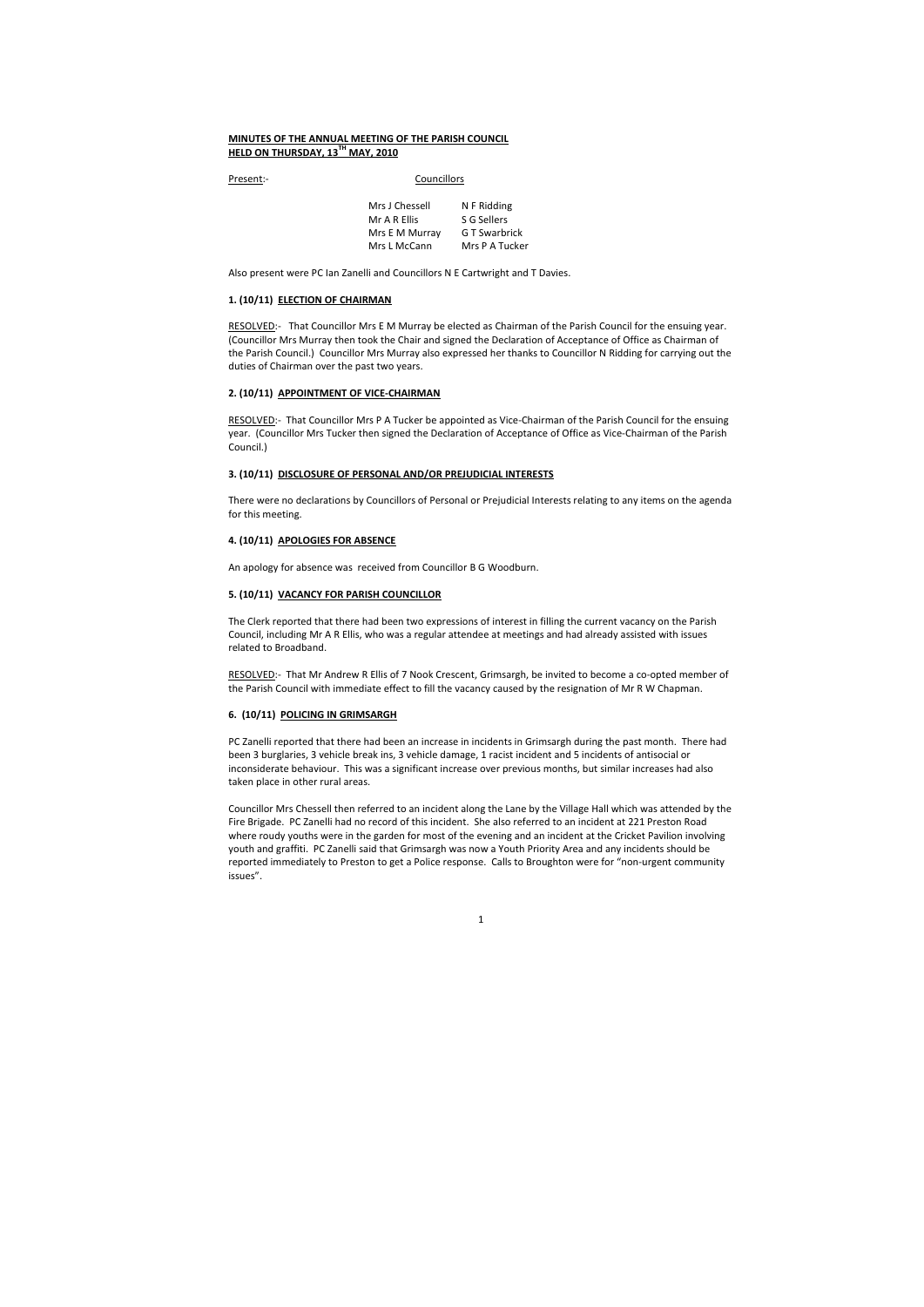**MINUTES OF THE ANNUAL MEETING OF THE PARISH COUNCIL**
**HELD ON THURSDAY, 13TH MAY, 2010**

Present:- Councillors

| | |
|---|---|
| Mrs J Chessell | N F Ridding |
| Mr A R Ellis | S G Sellers |
| Mrs E M Murray | G T Swarbrick |
| Mrs L McCann | Mrs P A Tucker |

Also present were PC Ian Zanelli and Councillors N E Cartwright and T Davies.

**1. (10/11) ELECTION OF CHAIRMAN**

RESOLVED:- That Councillor Mrs E M Murray be elected as Chairman of the Parish Council for the ensuing year. (Councillor Mrs Murray then took the Chair and signed the Declaration of Acceptance of Office as Chairman of the Parish Council.) Councillor Mrs Murray also expressed her thanks to Councillor N Ridding for carrying out the duties of Chairman over the past two years.

**2. (10/11) APPOINTMENT OF VICE-CHAIRMAN**

RESOLVED:- That Councillor Mrs P A Tucker be appointed as Vice-Chairman of the Parish Council for the ensuing year. (Councillor Mrs Tucker then signed the Declaration of Acceptance of Office as Vice-Chairman of the Parish Council.)

**3. (10/11) DISCLOSURE OF PERSONAL AND/OR PREJUDICIAL INTERESTS**

There were no declarations by Councillors of Personal or Prejudicial Interests relating to any items on the agenda for this meeting.

**4. (10/11) APOLOGIES FOR ABSENCE**

An apology for absence was received from Councillor B G Woodburn.

**5. (10/11) VACANCY FOR PARISH COUNCILLOR**

The Clerk reported that there had been two expressions of interest in filling the current vacancy on the Parish Council, including Mr A R Ellis, who was a regular attendee at meetings and had already assisted with issues related to Broadband.

RESOLVED:- That Mr Andrew R Ellis of 7 Nook Crescent, Grimsargh, be invited to become a co-opted member of the Parish Council with immediate effect to fill the vacancy caused by the resignation of Mr R W Chapman.

**6. (10/11) POLICING IN GRIMSARGH**

PC Zanelli reported that there had been an increase in incidents in Grimsargh during the past month. There had been 3 burglaries, 3 vehicle break ins, 3 vehicle damage, 1 racist incident and 5 incidents of antisocial or inconsiderate behaviour. This was a significant increase over previous months, but similar increases had also taken place in other rural areas.

Councillor Mrs Chessell then referred to an incident along the Lane by the Village Hall which was attended by the Fire Brigade. PC Zanelli had no record of this incident. She also referred to an incident at 221 Preston Road where roudy youths were in the garden for most of the evening and an incident at the Cricket Pavilion involving youth and graffiti. PC Zanelli said that Grimsargh was now a Youth Priority Area and any incidents should be reported immediately to Preston to get a Police response. Calls to Broughton were for "non-urgent community issues".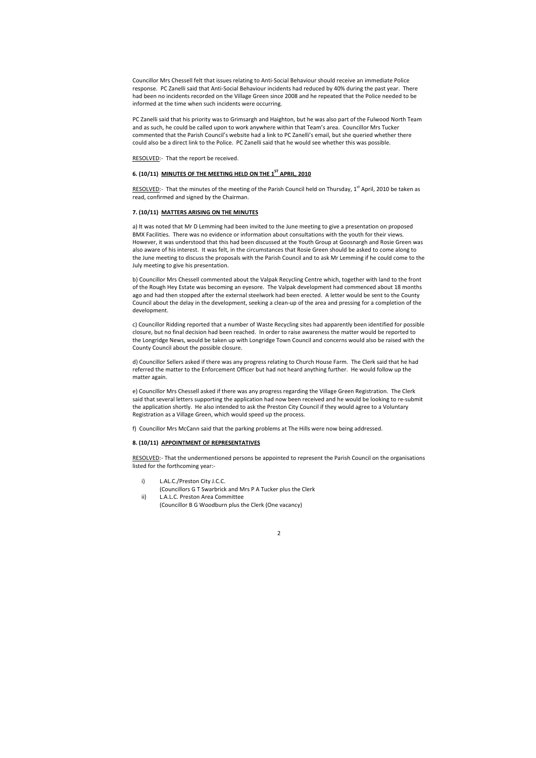Councillor Mrs Chessell felt that issues relating to Anti-Social Behaviour should receive an immediate Police response. PC Zanelli said that Anti-Social Behaviour incidents had reduced by 40% during the past year. There had been no incidents recorded on the Village Green since 2008 and he repeated that the Police needed to be informed at the time when such incidents were occurring.

PC Zanelli said that his priority was to Grimsargh and Haighton, but he was also part of the Fulwood North Team and as such, he could be called upon to work anywhere within that Team's area. Councillor Mrs Tucker commented that the Parish Council's website had a link to PC Zanelli's email, but she queried whether there could also be a direct link to the Police. PC Zanelli said that he would see whether this was possible.

RESOLVED:- That the report be received.

### 6. (10/11) MINUTES OF THE MEETING HELD ON THE 1ST APRIL, 2010

RESOLVED:- That the minutes of the meeting of the Parish Council held on Thursday, 1st April, 2010 be taken as read, confirmed and signed by the Chairman.

### 7. (10/11) MATTERS ARISING ON THE MINUTES

a) It was noted that Mr D Lemming had been invited to the June meeting to give a presentation on proposed BMX Facilities. There was no evidence or information about consultations with the youth for their views. However, it was understood that this had been discussed at the Youth Group at Goosnargh and Rosie Green was also aware of his interest. It was felt, in the circumstances that Rosie Green should be asked to come along to the June meeting to discuss the proposals with the Parish Council and to ask Mr Lemming if he could come to the July meeting to give his presentation.

b) Councillor Mrs Chessell commented about the Valpak Recycling Centre which, together with land to the front of the Rough Hey Estate was becoming an eyesore. The Valpak development had commenced about 18 months ago and had then stopped after the external steelwork had been erected. A letter would be sent to the County Council about the delay in the development, seeking a clean-up of the area and pressing for a completion of the development.

c) Councillor Ridding reported that a number of Waste Recycling sites had apparently been identified for possible closure, but no final decision had been reached. In order to raise awareness the matter would be reported to the Longridge News, would be taken up with Longridge Town Council and concerns would also be raised with the County Council about the possible closure.

d) Councillor Sellers asked if there was any progress relating to Church House Farm. The Clerk said that he had referred the matter to the Enforcement Officer but had not heard anything further. He would follow up the matter again.

e) Councillor Mrs Chessell asked if there was any progress regarding the Village Green Registration. The Clerk said that several letters supporting the application had now been received and he would be looking to re-submit the application shortly. He also intended to ask the Preston City Council if they would agree to a Voluntary Registration as a Village Green, which would speed up the process.

f) Councillor Mrs McCann said that the parking problems at The Hills were now being addressed.

### 8. (10/11) APPOINTMENT OF REPRESENTATIVES

RESOLVED:- That the undermentioned persons be appointed to represent the Parish Council on the organisations listed for the forthcoming year:-

i) L.AL.C./Preston City J.C.C.
   (Councillors G T Swarbrick and Mrs P A Tucker plus the Clerk
ii) L.A.L.C. Preston Area Committee
   (Councillor B G Woodburn plus the Clerk (One vacancy)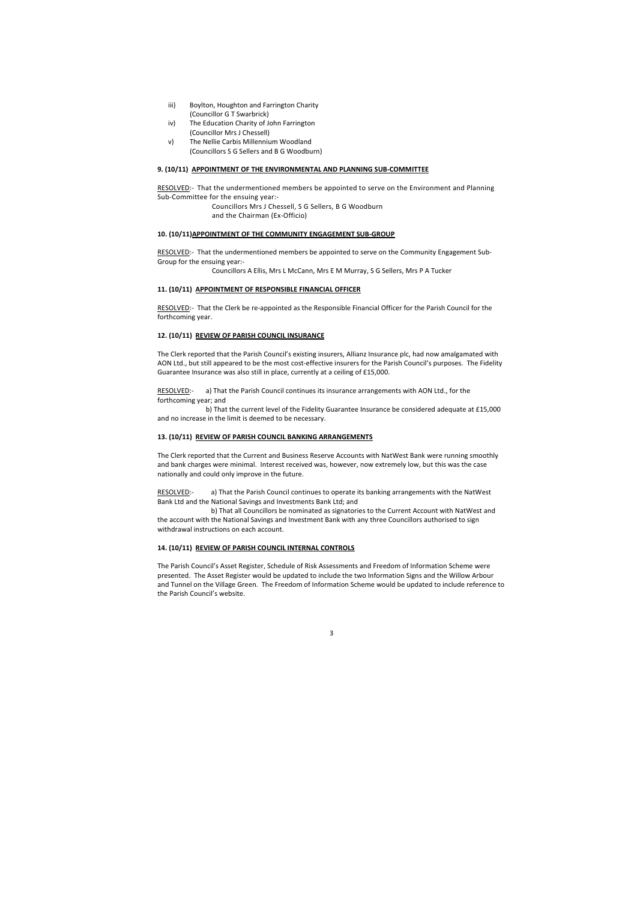iii) Boylton, Houghton and Farrington Charity
(Councillor G T Swarbrick)

iv) The Education Charity of John Farrington
(Councillor Mrs J Chessell)

v) The Nellie Carbis Millennium Woodland
(Councillors S G Sellers and B G Woodburn)

**9. (10/11) APPOINTMENT OF THE ENVIRONMENTAL AND PLANNING SUB-COMMITTEE**

RESOLVED:- That the undermentioned members be appointed to serve on the Environment and Planning Sub-Committee for the ensuing year:-

Councillors Mrs J Chessell, S G Sellers, B G Woodburn
and the Chairman (Ex-Officio)

**10. (10/11)APPOINTMENT OF THE COMMUNITY ENGAGEMENT SUB-GROUP**

RESOLVED:- That the undermentioned members be appointed to serve on the Community Engagement Sub-Group for the ensuing year:-

Councillors A Ellis, Mrs L McCann, Mrs E M Murray, S G Sellers, Mrs P A Tucker

**11. (10/11) APPOINTMENT OF RESPONSIBLE FINANCIAL OFFICER**

RESOLVED:- That the Clerk be re-appointed as the Responsible Financial Officer for the Parish Council for the forthcoming year.

**12. (10/11) REVIEW OF PARISH COUNCIL INSURANCE**

The Clerk reported that the Parish Council's existing insurers, Allianz Insurance plc, had now amalgamated with AON Ltd., but still appeared to be the most cost-effective insurers for the Parish Council's purposes. The Fidelity Guarantee Insurance was also still in place, currently at a ceiling of £15,000.

RESOLVED:- a) That the Parish Council continues its insurance arrangements with AON Ltd., for the forthcoming year; and

b) That the current level of the Fidelity Guarantee Insurance be considered adequate at £15,000 and no increase in the limit is deemed to be necessary.

**13. (10/11) REVIEW OF PARISH COUNCIL BANKING ARRANGEMENTS**

The Clerk reported that the Current and Business Reserve Accounts with NatWest Bank were running smoothly and bank charges were minimal. Interest received was, however, now extremely low, but this was the case nationally and could only improve in the future.

RESOLVED:- a) That the Parish Council continues to operate its banking arrangements with the NatWest Bank Ltd and the National Savings and Investments Bank Ltd; and

b) That all Councillors be nominated as signatories to the Current Account with NatWest and the account with the National Savings and Investment Bank with any three Councillors authorised to sign withdrawal instructions on each account.

**14. (10/11) REVIEW OF PARISH COUNCIL INTERNAL CONTROLS**

The Parish Council's Asset Register, Schedule of Risk Assessments and Freedom of Information Scheme were presented. The Asset Register would be updated to include the two Information Signs and the Willow Arbour and Tunnel on the Village Green. The Freedom of Information Scheme would be updated to include reference to the Parish Council's website.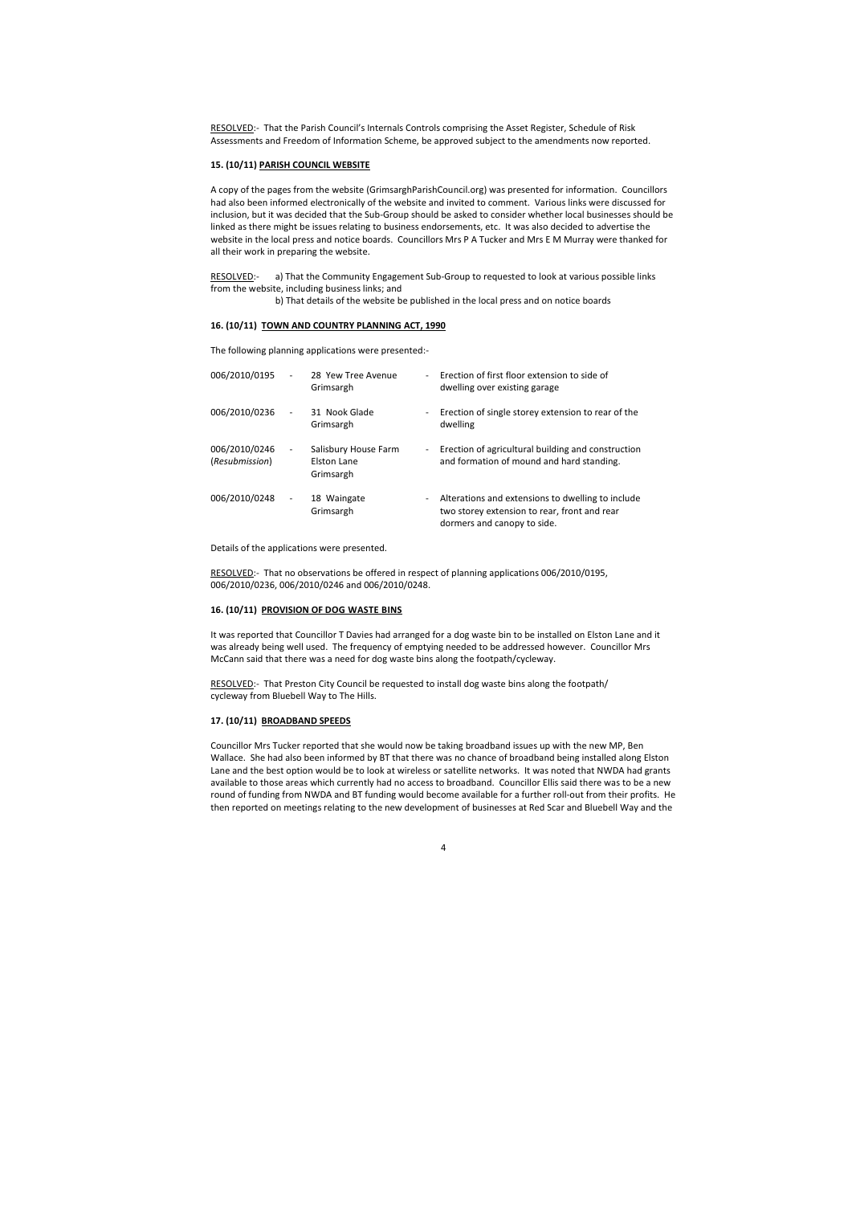RESOLVED:- That the Parish Council's Internals Controls comprising the Asset Register, Schedule of Risk Assessments and Freedom of Information Scheme, be approved subject to the amendments now reported.

## 15. (10/11) PARISH COUNCIL WEBSITE

A copy of the pages from the website (GrimsarghParishCouncil.org) was presented for information. Councillors had also been informed electronically of the website and invited to comment. Various links were discussed for inclusion, but it was decided that the Sub-Group should be asked to consider whether local businesses should be linked as there might be issues relating to business endorsements, etc. It was also decided to advertise the website in the local press and notice boards. Councillors Mrs P A Tucker and Mrs E M Murray were thanked for all their work in preparing the website.

RESOLVED:- a) That the Community Engagement Sub-Group to requested to look at various possible links from the website, including business links; and

b) That details of the website be published in the local press and on notice boards

## 16. (10/11) TOWN AND COUNTRY PLANNING ACT, 1990

The following planning applications were presented:-

| | | | | |
|---|---|---|---|---|
| 006/2010/0195 | - | 28 Yew Tree Avenue Grimsargh | - | Erection of first floor extension to side of dwelling over existing garage |
| 006/2010/0236 | - | 31 Nook Glade Grimsargh | - | Erection of single storey extension to rear of the dwelling |
| 006/2010/0246 (*Resubmission*) | - | Salisbury House Farm Elston Lane Grimsargh | - | Erection of agricultural building and construction and formation of mound and hard standing. |
| 006/2010/0248 | - | 18 Waingate Grimsargh | - | Alterations and extensions to dwelling to include two storey extension to rear, front and rear dormers and canopy to side. |

Details of the applications were presented.

RESOLVED:- That no observations be offered in respect of planning applications 006/2010/0195, 006/2010/0236, 006/2010/0246 and 006/2010/0248.

## 16. (10/11) PROVISION OF DOG WASTE BINS

It was reported that Councillor T Davies had arranged for a dog waste bin to be installed on Elston Lane and it was already being well used. The frequency of emptying needed to be addressed however. Councillor Mrs McCann said that there was a need for dog waste bins along the footpath/cycleway.

RESOLVED:- That Preston City Council be requested to install dog waste bins along the footpath/ cycleway from Bluebell Way to The Hills.

## 17. (10/11) BROADBAND SPEEDS

Councillor Mrs Tucker reported that she would now be taking broadband issues up with the new MP, Ben Wallace. She had also been informed by BT that there was no chance of broadband being installed along Elston Lane and the best option would be to look at wireless or satellite networks. It was noted that NWDA had grants available to those areas which currently had no access to broadband. Councillor Ellis said there was to be a new round of funding from NWDA and BT funding would become available for a further roll-out from their profits. He then reported on meetings relating to the new development of businesses at Red Scar and Bluebell Way and the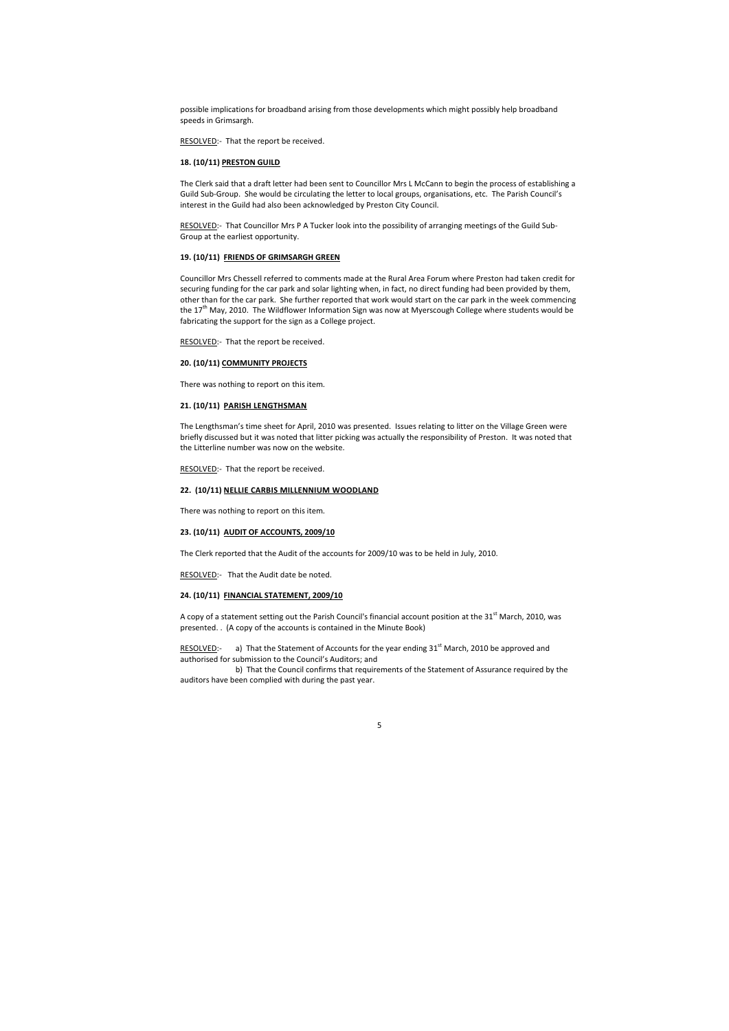possible implications for broadband arising from those developments which might possibly help broadband speeds in Grimsargh.

RESOLVED:- That the report be received.

**18. (10/11) PRESTON GUILD**

The Clerk said that a draft letter had been sent to Councillor Mrs L McCann to begin the process of establishing a Guild Sub-Group. She would be circulating the letter to local groups, organisations, etc. The Parish Council's interest in the Guild had also been acknowledged by Preston City Council.

RESOLVED:- That Councillor Mrs P A Tucker look into the possibility of arranging meetings of the Guild Sub-Group at the earliest opportunity.

**19. (10/11) FRIENDS OF GRIMSARGH GREEN**

Councillor Mrs Chessell referred to comments made at the Rural Area Forum where Preston had taken credit for securing funding for the car park and solar lighting when, in fact, no direct funding had been provided by them, other than for the car park. She further reported that work would start on the car park in the week commencing the 17th May, 2010. The Wildflower Information Sign was now at Myerscough College where students would be fabricating the support for the sign as a College project.

RESOLVED:- That the report be received.

**20. (10/11) COMMUNITY PROJECTS**

There was nothing to report on this item.

**21. (10/11) PARISH LENGTHSMAN**

The Lengthsman's time sheet for April, 2010 was presented. Issues relating to litter on the Village Green were briefly discussed but it was noted that litter picking was actually the responsibility of Preston. It was noted that the Litterline number was now on the website.

RESOLVED:- That the report be received.

**22. (10/11) NELLIE CARBIS MILLENNIUM WOODLAND**

There was nothing to report on this item.

**23. (10/11) AUDIT OF ACCOUNTS, 2009/10**

The Clerk reported that the Audit of the accounts for 2009/10 was to be held in July, 2010.

RESOLVED:- That the Audit date be noted.

**24. (10/11) FINANCIAL STATEMENT, 2009/10**

A copy of a statement setting out the Parish Council's financial account position at the 31st March, 2010, was presented. . (A copy of the accounts is contained in the Minute Book)

RESOLVED:- a) That the Statement of Accounts for the year ending 31st March, 2010 be approved and authorised for submission to the Council's Auditors; and

b) That the Council confirms that requirements of the Statement of Assurance required by the auditors have been complied with during the past year.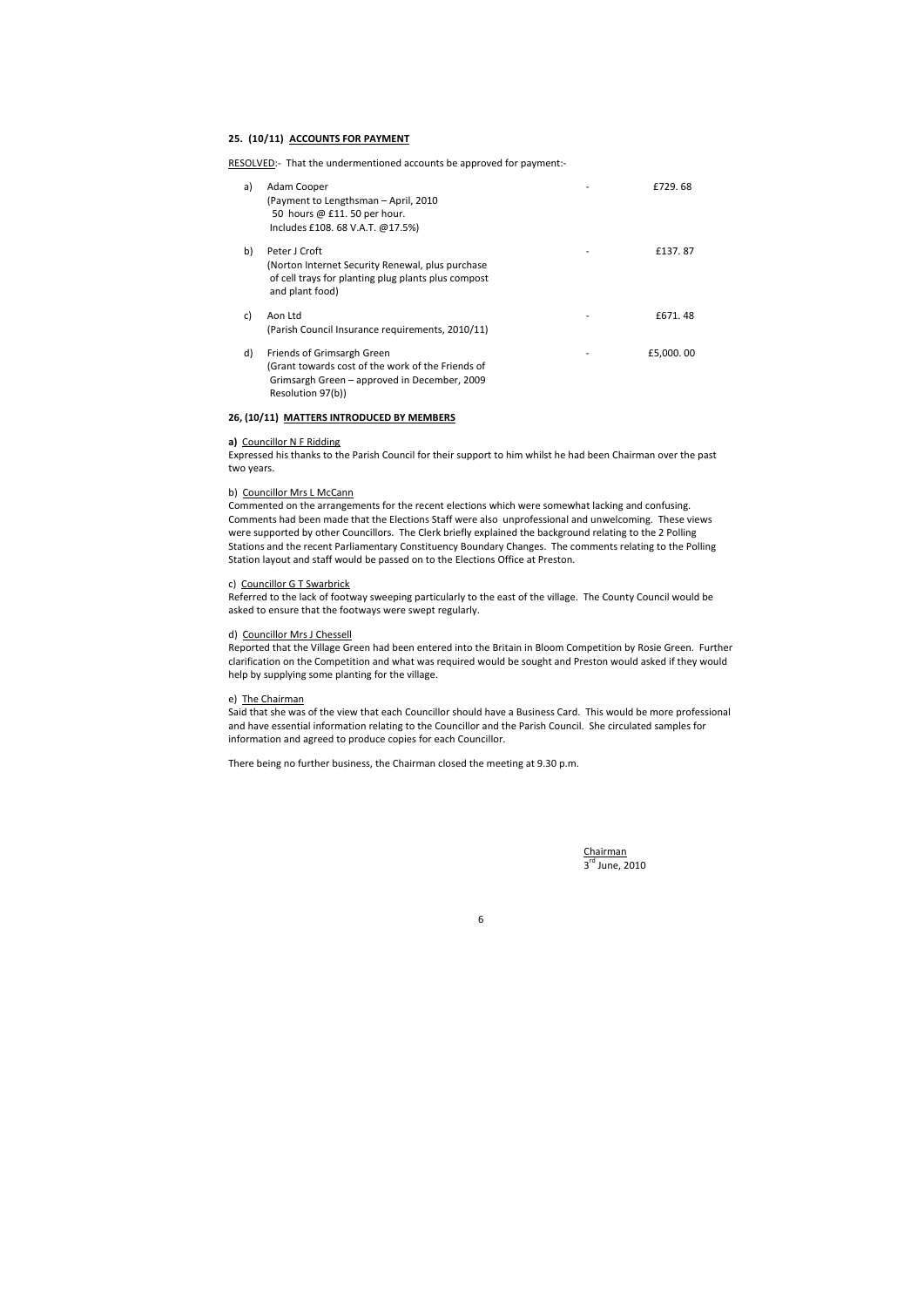**25. (10/11) ACCOUNTS FOR PAYMENT**

RESOLVED:- That the undermentioned accounts be approved for payment:-

| | | | |
|---|---|---|---|
| a) | Adam Cooper<br>(Payment to Lengthsman – April, 2010<br>50 hours @ £11. 50 per hour.<br>Includes £108. 68 V.A.T. @17.5%) | - | £729. 68 |
| b) | Peter J Croft<br>(Norton Internet Security Renewal, plus purchase of cell trays for planting plug plants plus compost and plant food) | - | £137. 87 |
| c) | Aon Ltd<br>(Parish Council Insurance requirements, 2010/11) | - | £671. 48 |
| d) | Friends of Grimsargh Green<br>(Grant towards cost of the work of the Friends of Grimsargh Green – approved in December, 2009 Resolution 97(b)) | - | £5,000. 00 |

**26, (10/11) MATTERS INTRODUCED BY MEMBERS**

**a)** Councillor N F Ridding
Expressed his thanks to the Parish Council for their support to him whilst he had been Chairman over the past two years.

b) Councillor Mrs L McCann
Commented on the arrangements for the recent elections which were somewhat lacking and confusing. Comments had been made that the Elections Staff were also unprofessional and unwelcoming. These views were supported by other Councillors. The Clerk briefly explained the background relating to the 2 Polling Stations and the recent Parliamentary Constituency Boundary Changes. The comments relating to the Polling Station layout and staff would be passed on to the Elections Office at Preston.

c) Councillor G T Swarbrick
Referred to the lack of footway sweeping particularly to the east of the village. The County Council would be asked to ensure that the footways were swept regularly.

d) Councillor Mrs J Chessell
Reported that the Village Green had been entered into the Britain in Bloom Competition by Rosie Green. Further clarification on the Competition and what was required would be sought and Preston would asked if they would help by supplying some planting for the village.

e) The Chairman
Said that she was of the view that each Councillor should have a Business Card. This would be more professional and have essential information relating to the Councillor and the Parish Council. She circulated samples for information and agreed to produce copies for each Councillor.

There being no further business, the Chairman closed the meeting at 9.30 p.m.

Chairman
3rd June, 2010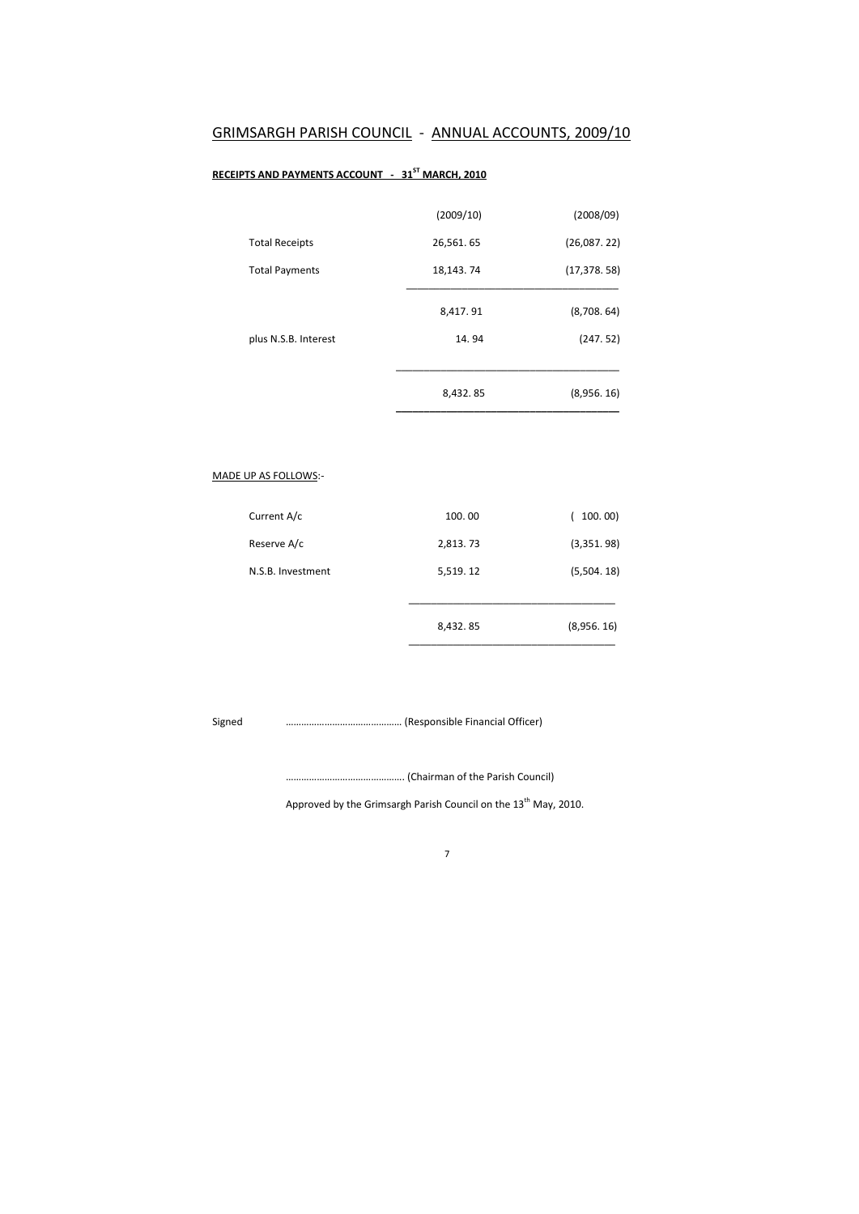## GRIMSARGH PARISH COUNCIL - ANNUAL ACCOUNTS, 2009/10

**RECEIPTS AND PAYMENTS ACCOUNT - 31ST MARCH, 2010**

| | (2009/10) | (2008/09) |
|---|---|---|
| Total Receipts | 26,561. 65 | (26,087. 22) |
| Total Payments | 18,143. 74 | (17,378. 58) |
| | 8,417. 91 | (8,708. 64) |
| plus N.S.B. Interest | 14. 94 | (247. 52) |
| | 8,432. 85 | (8,956. 16) |

MADE UP AS FOLLOWS:-

| | | |
|---|---|---|
| Current A/c | 100. 00 | ( 100. 00) |
| Reserve A/c | 2,813. 73 | (3,351. 98) |
| N.S.B. Investment | 5,519. 12 | (5,504. 18) |
| | 8,432. 85 | (8,956. 16) |

Signed ……………………………………… (Responsible Financial Officer)

……………………………………… (Chairman of the Parish Council)

Approved by the Grimsargh Parish Council on the 13th May, 2010.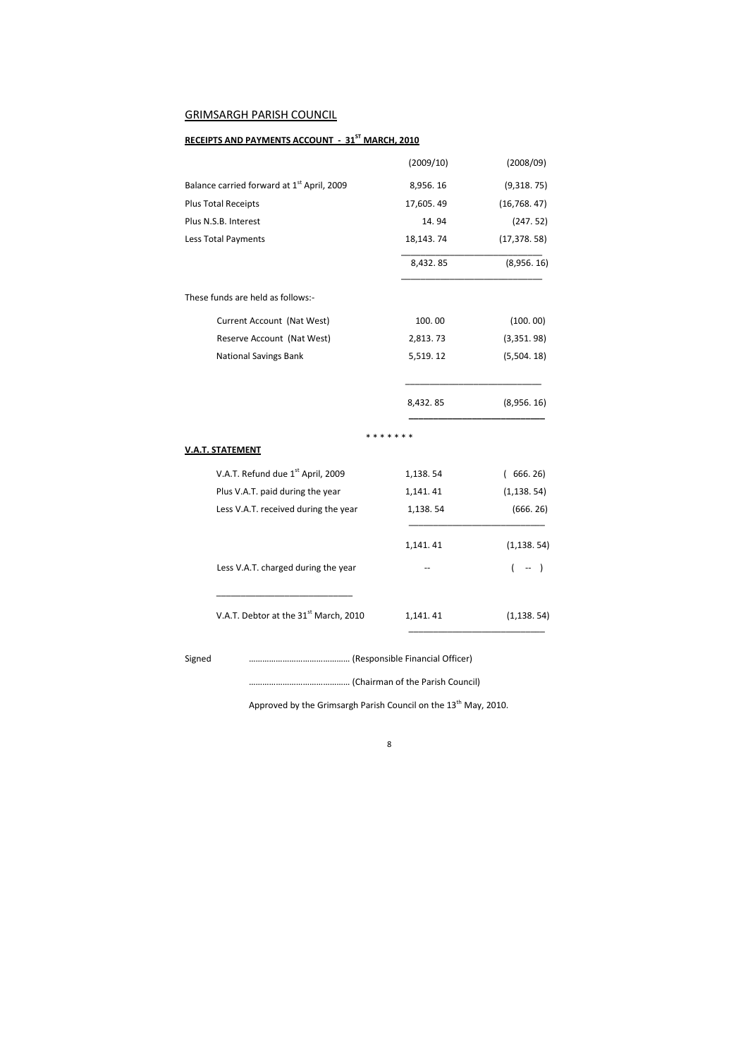GRIMSARGH PARISH COUNCIL

**RECEIPTS AND PAYMENTS ACCOUNT - 31ST MARCH, 2010**

| | (2009/10) | (2008/09) |
|---|---|---|
| Balance carried forward at 1st April, 2009 | 8,956. 16 | (9,318. 75) |
| Plus Total Receipts | 17,605. 49 | (16,768. 47) |
| Plus N.S.B. Interest | 14. 94 | (247. 52) |
| Less Total Payments | 18,143. 74 | (17,378. 58) |
| | 8,432. 85 | (8,956. 16) |

These funds are held as follows:-

| | | |
|---|---|---|
| Current Account (Nat West) | 100. 00 | (100. 00) |
| Reserve Account (Nat West) | 2,813. 73 | (3,351. 98) |
| National Savings Bank | 5,519. 12 | (5,504. 18) |
| | 8,432. 85 | (8,956. 16) |

\* \* \* \* \* \* \*

**V.A.T. STATEMENT**

| | | |
|---|---|---|
| V.A.T. Refund due 1st April, 2009 | 1,138. 54 | ( 666. 26) |
| Plus V.A.T. paid during the year | 1,141. 41 | (1,138. 54) |
| Less V.A.T. received during the year | 1,138. 54 | (666. 26) |
| | 1,141. 41 | (1,138. 54) |
| Less V.A.T. charged during the year | -- | ( -- ) |
| V.A.T. Debtor at the 31st March, 2010 | 1,141. 41 | (1,138. 54) |

Signed ……………………………………. (Responsible Financial Officer)

……………………………………. (Chairman of the Parish Council)

Approved by the Grimsargh Parish Council on the 13th May, 2010.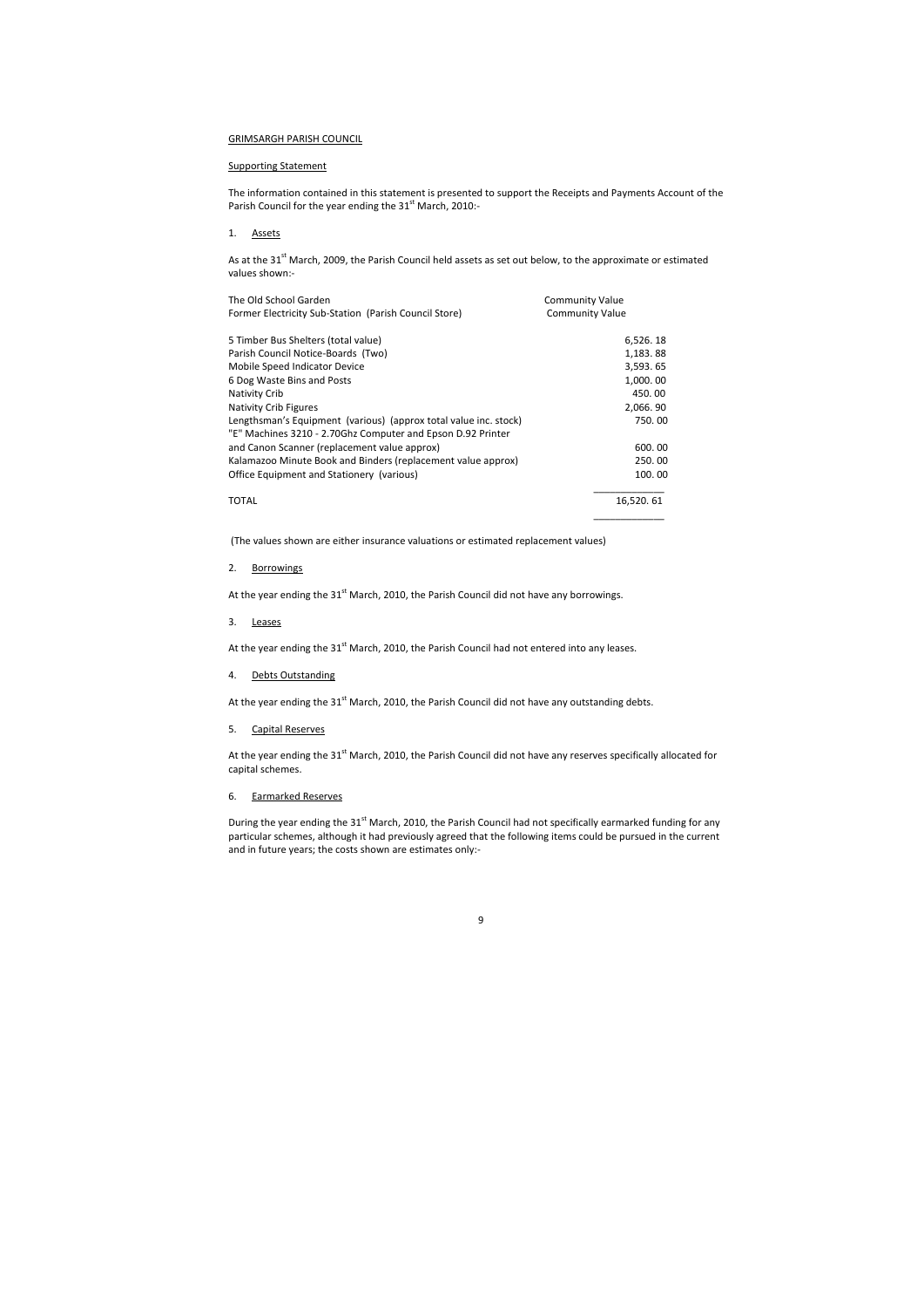GRIMSARGH PARISH COUNCIL

Supporting Statement

The information contained in this statement is presented to support the Receipts and Payments Account of the Parish Council for the year ending the 31st March, 2010:-

1. Assets

As at the 31st March, 2009, the Parish Council held assets as set out below, to the approximate or estimated values shown:-

| | |
|---|---|
| The Old School Garden | Community Value |
| Former Electricity Sub-Station (Parish Council Store) | Community Value |
| 5 Timber Bus Shelters (total value) | 6,526. 18 |
| Parish Council Notice-Boards (Two) | 1,183. 88 |
| Mobile Speed Indicator Device | 3,593. 65 |
| 6 Dog Waste Bins and Posts | 1,000. 00 |
| Nativity Crib | 450. 00 |
| Nativity Crib Figures | 2,066. 90 |
| Lengthsman's Equipment (various) (approx total value inc. stock) | 750. 00 |
| "E" Machines 3210 - 2.70Ghz Computer and Epson D.92 Printer and Canon Scanner (replacement value approx) | 600. 00 |
| Kalamazoo Minute Book and Binders (replacement value approx) | 250. 00 |
| Office Equipment and Stationery (various) | 100. 00 |
| TOTAL | 16,520. 61 |

(The values shown are either insurance valuations or estimated replacement values)

2. Borrowings

At the year ending the 31st March, 2010, the Parish Council did not have any borrowings.

3. Leases

At the year ending the 31st March, 2010, the Parish Council had not entered into any leases.

4. Debts Outstanding

At the year ending the 31st March, 2010, the Parish Council did not have any outstanding debts.

5. Capital Reserves

At the year ending the 31st March, 2010, the Parish Council did not have any reserves specifically allocated for capital schemes.

6. Earmarked Reserves

During the year ending the 31st March, 2010, the Parish Council had not specifically earmarked funding for any particular schemes, although it had previously agreed that the following items could be pursued in the current and in future years; the costs shown are estimates only:-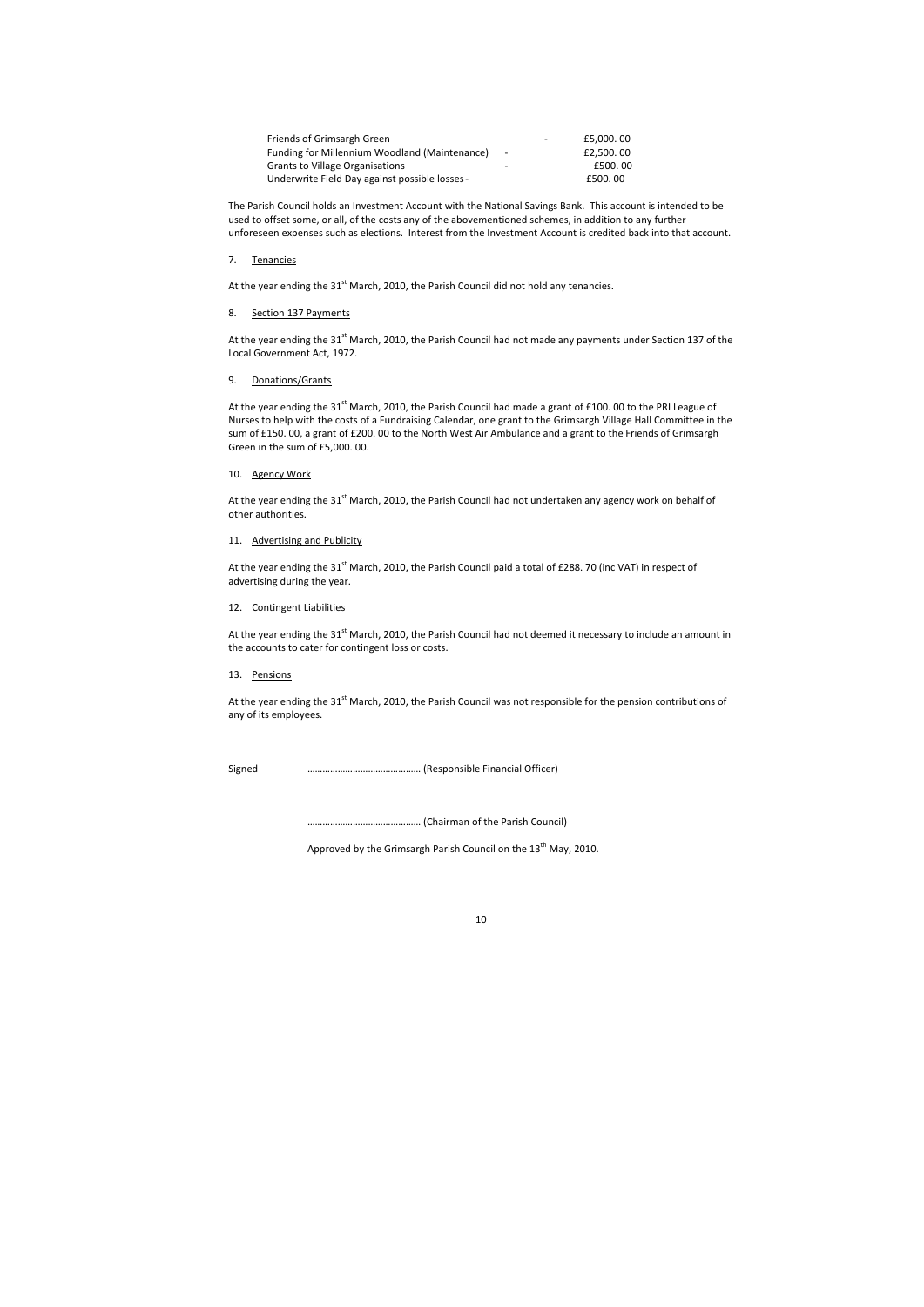| | | |
|---|---|---|
| Friends of Grimsargh Green | - | £5,000. 00 |
| Funding for Millennium Woodland (Maintenance) | - | £2,500. 00 |
| Grants to Village Organisations | - | £500. 00 |
| Underwrite Field Day against possible losses | - | £500. 00 |

The Parish Council holds an Investment Account with the National Savings Bank. This account is intended to be used to offset some, or all, of the costs any of the abovementioned schemes, in addition to any further unforeseen expenses such as elections. Interest from the Investment Account is credited back into that account.

7. Tenancies

At the year ending the 31st March, 2010, the Parish Council did not hold any tenancies.

8. Section 137 Payments

At the year ending the 31st March, 2010, the Parish Council had not made any payments under Section 137 of the Local Government Act, 1972.

9. Donations/Grants

At the year ending the 31st March, 2010, the Parish Council had made a grant of £100. 00 to the PRI League of Nurses to help with the costs of a Fundraising Calendar, one grant to the Grimsargh Village Hall Committee in the sum of £150. 00, a grant of £200. 00 to the North West Air Ambulance and a grant to the Friends of Grimsargh Green in the sum of £5,000. 00.

10. Agency Work

At the year ending the 31st March, 2010, the Parish Council had not undertaken any agency work on behalf of other authorities.

11. Advertising and Publicity

At the year ending the 31st March, 2010, the Parish Council paid a total of £288. 70 (inc VAT) in respect of advertising during the year.

12. Contingent Liabilities

At the year ending the 31st March, 2010, the Parish Council had not deemed it necessary to include an amount in the accounts to cater for contingent loss or costs.

13. Pensions

At the year ending the 31st March, 2010, the Parish Council was not responsible for the pension contributions of any of its employees.

Signed ……………………………………… (Responsible Financial Officer)

……………………………………… (Chairman of the Parish Council)

Approved by the Grimsargh Parish Council on the 13th May, 2010.